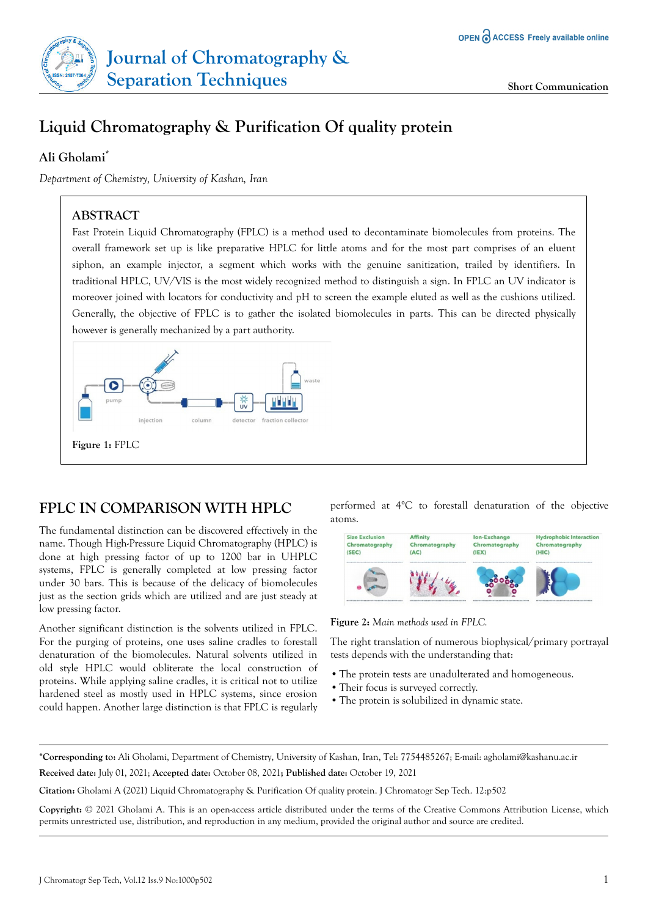# Liquid Chromatography & Purification Of quality protein

**Ali Gholami***

*Department of Chemistry, University of Kashan, Iran*

## ABSTRACT

Fast Protein Liquid Chromatography (FPLC) is a method used to decontaminate biomolecules from proteins. The overall framework set up is like preparative HPLC for little atoms and for the most part comprises of an eluent siphon, an example injector, a segment which works with the genuine sanitization, trailed by identifiers. In traditional HPLC, UV/VIS is the most widely recognized method to distinguish a sign. In FPLC an UV indicator is moreover joined with locators for conductivity and pH to screen the example eluted as well as the cushions utilized. Generally, the objective of FPLC is to gather the isolated biomolecules in parts. This can be directed physically however is generally mechanized by a part authority.

**Figure 1:** FPLC

## FPLC IN COMPARISON WITH HPLC

The fundamental distinction can be discovered effectively in the name. Though High-Pressure Liquid Chromatography (HPLC) is done at high pressing factor of up to 1200 bar in UHPLC systems, FPLC is generally completed at low pressing factor under 30 bars. This is because of the delicacy of biomolecules just as the section grids which are utilized and are just steady at low pressing factor.

Another significant distinction is the solvents utilized in FPLC. For the purging of proteins, one uses saline cradles to forestall denaturation of the biomolecules. Natural solvents utilized in old style HPLC would obliterate the local construction of proteins. While applying saline cradles, it is critical not to utilize hardened steel as mostly used in HPLC systems, since erosion could happen. Another large distinction is that FPLC is regularly performed at 4°C to forestall denaturation of the objective atoms.

**Figure 2:** *Main methods used in FPLC.*

The right translation of numerous biophysical/primary portrayal tests depends with the understanding that:

- The protein tests are unadulterated and homogeneous.
- Their focus is surveyed correctly.
- The protein is solubilized in dynamic state.

---

***Corresponding to:** Ali Gholami, Department of Chemistry, University of Kashan, Iran, Tel: 7754485267; E-mail: agholami@kashanu.ac.ir

**Received date:** July 01, 2021; **Accepted date:** October 08, 2021**;** **Published date:** October 19, 2021

**Citation:** Gholami A (2021) Liquid Chromatography & Purification Of quality protein. J Chromatogr Sep Tech. 12:p502

**Copyright:** © 2021 Gholami A. This is an open-access article distributed under the terms of the Creative Commons Attribution License, which permits unrestricted use, distribution, and reproduction in any medium, provided the original author and source are credited.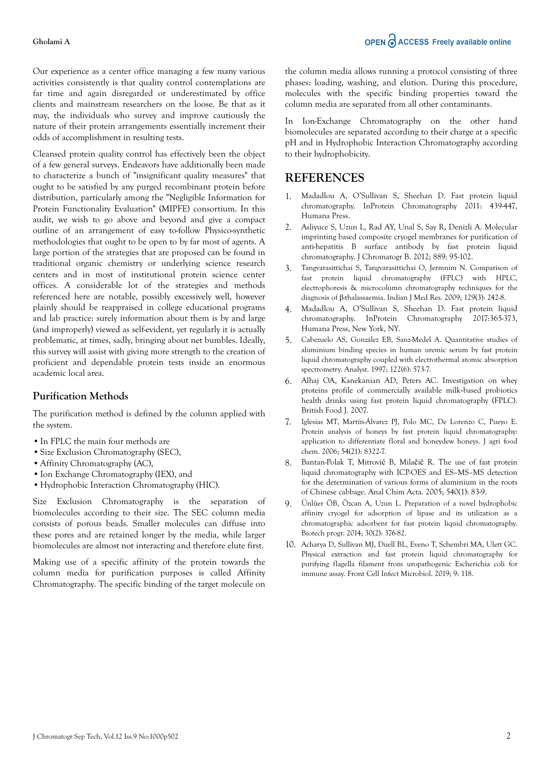Our experience as a center office managing a few many various activities consistently is that quality control contemplations are far time and again disregarded or underestimated by office clients and mainstream researchers on the loose. Be that as it may, the individuals who survey and improve cautiously the nature of their protein arrangements essentially increment their odds of accomplishment in resulting tests.

Cleansed protein quality control has effectively been the object of a few general surveys. Endeavors have additionally been made to characterize a bunch of "insignificant quality measures" that ought to be satisfied by any purged recombinant protein before distribution, particularly among the "Negligible Information for Protein Functionality Evaluation" (MIPFE) consortium. In this audit, we wish to go above and beyond and give a compact outline of an arrangement of easy to-follow Physico-synthetic methodologies that ought to be open to by far most of agents. A large portion of the strategies that are proposed can be found in traditional organic chemistry or underlying science research centers and in most of institutional protein science center offices. A considerable lot of the strategies and methods referenced here are notable, possibly excessively well, however plainly should be reappraised in college educational programs and lab practice: surely information about them is by and large (and improperly) viewed as self-evident, yet regularly it is actually problematic, at times, sadly, bringing about net bumbles. Ideally, this survey will assist with giving more strength to the creation of proficient and dependable protein tests inside an enormous academic local area.

## Purification Methods

The purification method is defined by the column applied with the system.

- In FPLC the main four methods are
- Size Exclusion Chromatography (SEC),
- Affinity Chromatography (AC),
- Ion Exchange Chromatography (IEX), and
- Hydrophobic Interaction Chromatography (HIC).

Size Exclusion Chromatography is the separation of biomolecules according to their size. The SEC column media consists of porous beads. Smaller molecules can diffuse into these pores and are retained longer by the media, while larger biomolecules are almost not interacting and therefore elute first.

Making use of a specific affinity of the protein towards the column media for purification purposes is called Affinity Chromatography. The specific binding of the target molecule on the column media allows running a protocol consisting of three phases: loading, washing, and elution. During this procedure, molecules with the specific binding properties toward the column media are separated from all other contaminants.

In Ion-Exchange Chromatography on the other hand biomolecules are separated according to their charge at a specific pH and in Hydrophobic Interaction Chromatography according to their hydrophobicity.

## REFERENCES

1. Madadlou A, O'Sullivan S, Sheehan D. Fast protein liquid chromatography. InProtein Chromatography 2011: 439-447, Humana Press.
2. Asliyuce S, Uzun L, Rad AY, Unal S, Say R, Denizli A. Molecular imprinting based composite cryogel membranes for purification of anti-hepatitis B surface antibody by fast protein liquid chromatography. J Chromatogr B. 2012; 889: 95-102.
3. Tangvarasittichai S, Tangvarasittichai O, Jermnim N. Comparison of fast protein liquid chromatography (FPLC) with HPLC, electrophoresis & microcolumn chromatography techniques for the diagnosis of β-thalassaemia. Indian J Med Res. 2009; 129(3): 242-8.
4. Madadlou A, O'Sullivan S, Sheehan D. Fast protein liquid chromatography. InProtein Chromatography 2017:365-373, Humana Press, New York, NY.
5. Cabezuelo AS, González EB, Sanz-Medel A. Quantitative studies of aluminium binding species in human uremic serum by fast protein liquid chromatography coupled with electrothermal atomic absorption spectrometry. Analyst. 1997; 122(6): 573-7.
6. Alhaj OA, Kanekanian AD, Peters AC. Investigation on whey proteins profile of commercially available milk-based probiotics health drinks using fast protein liquid chromatography (FPLC). British Food J. 2007.
7. Iglesias MT, Martín-Álvarez PJ, Polo MC, De Lorenzo C, Pueyo E. Protein analysis of honeys by fast protein liquid chromatography: application to differentiate floral and honeydew honeys. J agri food chem. 2006; 54(21): 8322-7.
8. Bantan-Polak T, Mitrović B, Milačič R. The use of fast protein liquid chromatography with ICP-OES and ES–MS–MS detection for the determination of various forms of aluminium in the roots of Chinese cabbage. Anal Chim Acta. 2005; 540(1): 83-9.
9. Ünlüer ÖB, Özcan A, Uzun L. Preparation of a novel hydrophobic affinity cryogel for adsorption of lipase and its utilization as a chromatographic adsorbent for fast protein liquid chromatography. Biotech progr. 2014; 30(2): 376-82.
10. Acharya D, Sullivan MJ, Duell BL, Eveno T, Schembri MA, Ulett GC. Physical extraction and fast protein liquid chromatography for purifying flagella filament from uropathogenic Escherichia coli for immune assay. Front Cell Infect Microbiol. 2019; 9: 118.